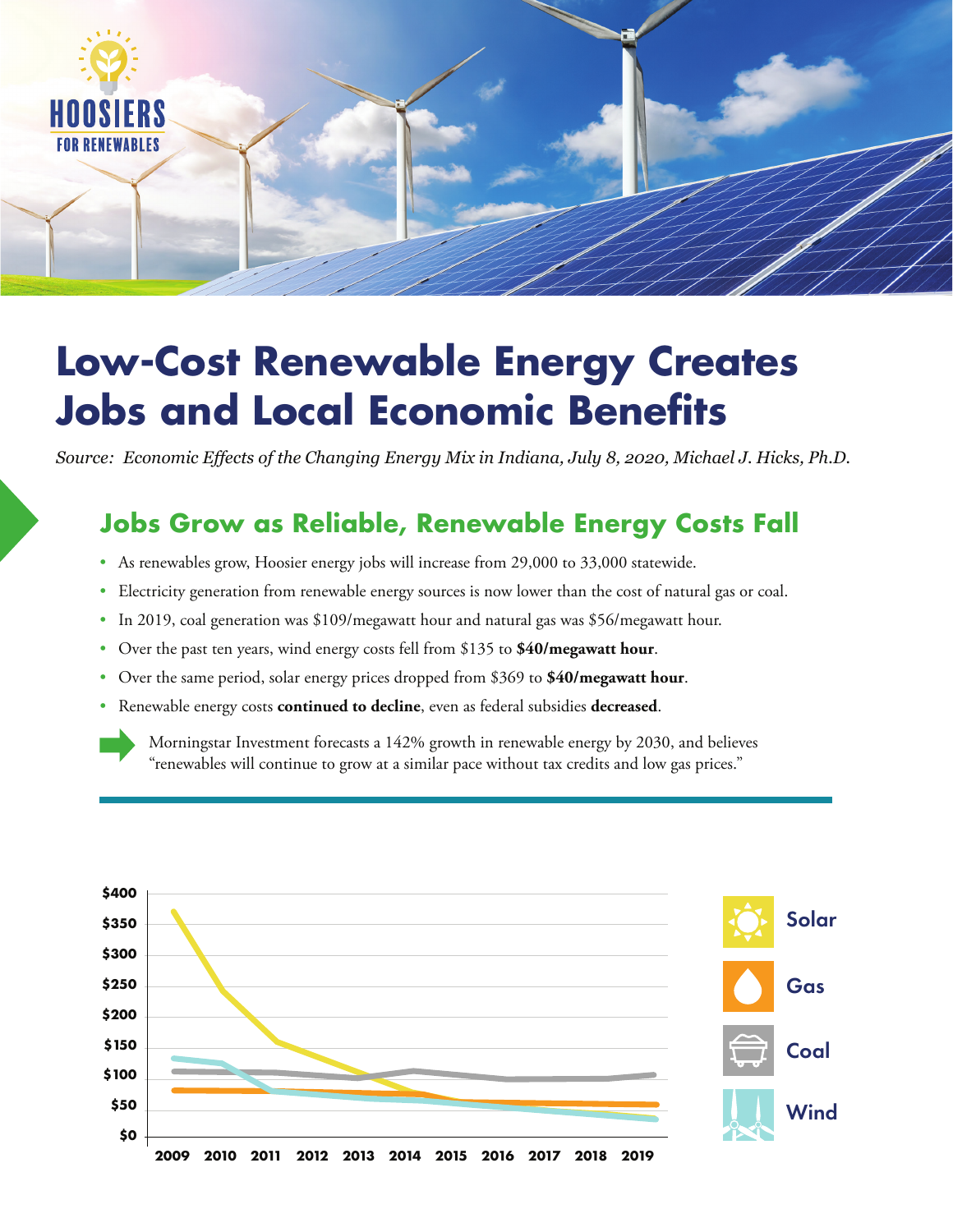HOOSIERS FOR RENEWABLES

# Low-Cost Renewable Energy Creates Jobs and Local Economic Benefits

*Source: Economic Effects of the Changing Energy Mix in Indiana, July 8, 2020, Michael J. Hicks, Ph.D.*

## Jobs Grow as Reliable, Renewable Energy Costs Fall

- As renewables grow, Hoosier energy jobs will increase from 29,000 to 33,000 statewide.
- Electricity generation from renewable energy sources is now lower than the cost of natural gas or coal.
- In 2019, coal generation was $109/megawatt hour and natural gas was $56/megawatt hour.
- Over the past ten years, wind energy costs fell from $135 to **$40/megawatt hour**.
- Over the same period, solar energy prices dropped from $369 to **$40/megawatt hour**.
- Renewable energy costs **continued to decline**, even as federal subsidies **decreased**.

Morningstar Investment forecasts a 142% growth in renewable energy by 2030, and believes "renewables will continue to grow at a similar pace without tax credits and low gas prices."

Chart legend: Solar, Gas, Coal, Wind

Y-axis: $0, $50, $100, $150, $200, $250, $300, $350, $400

X-axis: 2009, 2010, 2011, 2012, 2013, 2014, 2015, 2016, 2017, 2018, 2019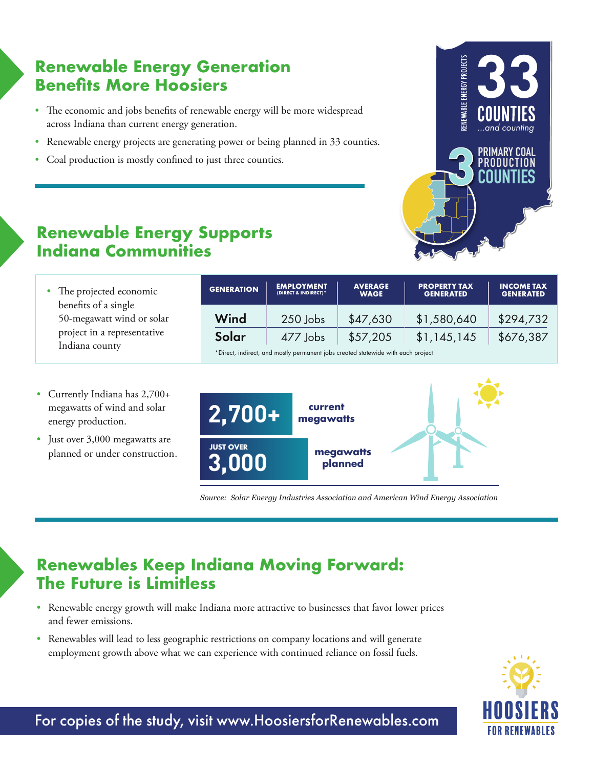## Renewable Energy Generation Benefits More Hoosiers

- The economic and jobs benefits of renewable energy will be more widespread across Indiana than current energy generation.
- Renewable energy projects are generating power or being planned in 33 counties.
- Coal production is mostly confined to just three counties.

RENEWABLE ENERGY PROJECTS
33
COUNTIES
...and counting

3
PRIMARY COAL PRODUCTION COUNTIES

## Renewable Energy Supports Indiana Communities

- The projected economic benefits of a single 50-megawatt wind or solar project in a representative Indiana county

| GENERATION | EMPLOYMENT (DIRECT & INDIRECT)* | AVERAGE WAGE | PROPERTY TAX GENERATED | INCOME TAX GENERATED |
|---|---|---|---|---|
| Wind | 250 Jobs | $47,630 | $1,580,640 | $294,732 |
| Solar | 477 Jobs | $57,205 | $1,145,145 | $676,387 |

*Direct, indirect, and mostly permanent jobs created statewide with each project

- Currently Indiana has 2,700+ megawatts of wind and solar energy production.
- Just over 3,000 megawatts are planned or under construction.

2,700+ current megawatts

JUST OVER 3,000 megawatts planned

*Source: Solar Energy Industries Association and American Wind Energy Association*

## Renewables Keep Indiana Moving Forward: The Future is Limitless

- Renewable energy growth will make Indiana more attractive to businesses that favor lower prices and fewer emissions.
- Renewables will lead to less geographic restrictions on company locations and will generate employment growth above what we can experience with continued reliance on fossil fuels.

For copies of the study, visit www.HoosiersforRenewables.com

HOOSIERS FOR RENEWABLES